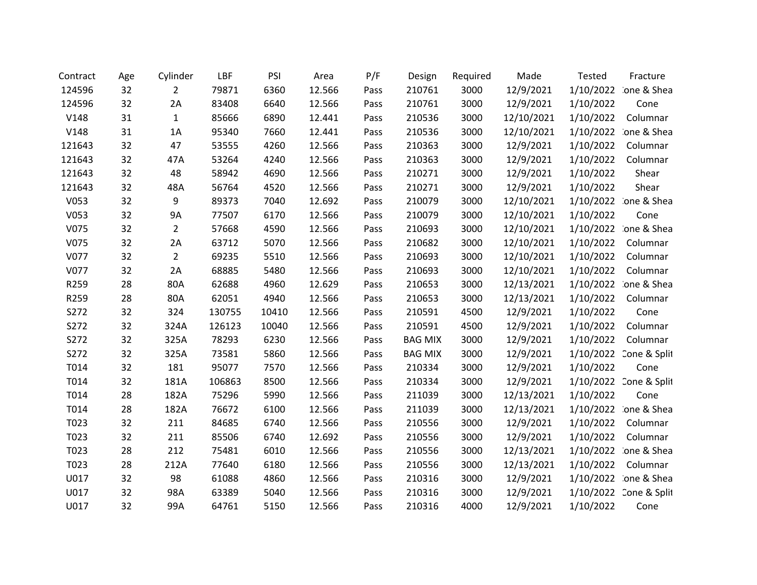| Contract | Age | Cylinder | LBF | PSI | Area | P/F | Design | Required | Made | Tested | Fracture |
|---|---|---|---|---|---|---|---|---|---|---|---|
| 124596 | 32 | 2 | 79871 | 6360 | 12.566 | Pass | 210761 | 3000 | 12/9/2021 | 1/10/2022 | Cone & Shea |
| 124596 | 32 | 2A | 83408 | 6640 | 12.566 | Pass | 210761 | 3000 | 12/9/2021 | 1/10/2022 | Cone |
| V148 | 31 | 1 | 85666 | 6890 | 12.441 | Pass | 210536 | 3000 | 12/10/2021 | 1/10/2022 | Columnar |
| V148 | 31 | 1A | 95340 | 7660 | 12.441 | Pass | 210536 | 3000 | 12/10/2021 | 1/10/2022 | Cone & Shea |
| 121643 | 32 | 47 | 53555 | 4260 | 12.566 | Pass | 210363 | 3000 | 12/9/2021 | 1/10/2022 | Columnar |
| 121643 | 32 | 47A | 53264 | 4240 | 12.566 | Pass | 210363 | 3000 | 12/9/2021 | 1/10/2022 | Columnar |
| 121643 | 32 | 48 | 58942 | 4690 | 12.566 | Pass | 210271 | 3000 | 12/9/2021 | 1/10/2022 | Shear |
| 121643 | 32 | 48A | 56764 | 4520 | 12.566 | Pass | 210271 | 3000 | 12/9/2021 | 1/10/2022 | Shear |
| V053 | 32 | 9 | 89373 | 7040 | 12.692 | Pass | 210079 | 3000 | 12/10/2021 | 1/10/2022 | Cone & Shea |
| V053 | 32 | 9A | 77507 | 6170 | 12.566 | Pass | 210079 | 3000 | 12/10/2021 | 1/10/2022 | Cone |
| V075 | 32 | 2 | 57668 | 4590 | 12.566 | Pass | 210693 | 3000 | 12/10/2021 | 1/10/2022 | Cone & Shea |
| V075 | 32 | 2A | 63712 | 5070 | 12.566 | Pass | 210682 | 3000 | 12/10/2021 | 1/10/2022 | Columnar |
| V077 | 32 | 2 | 69235 | 5510 | 12.566 | Pass | 210693 | 3000 | 12/10/2021 | 1/10/2022 | Columnar |
| V077 | 32 | 2A | 68885 | 5480 | 12.566 | Pass | 210693 | 3000 | 12/10/2021 | 1/10/2022 | Columnar |
| R259 | 28 | 80A | 62688 | 4960 | 12.629 | Pass | 210653 | 3000 | 12/13/2021 | 1/10/2022 | Cone & Shea |
| R259 | 28 | 80A | 62051 | 4940 | 12.566 | Pass | 210653 | 3000 | 12/13/2021 | 1/10/2022 | Columnar |
| S272 | 32 | 324 | 130755 | 10410 | 12.566 | Pass | 210591 | 4500 | 12/9/2021 | 1/10/2022 | Cone |
| S272 | 32 | 324A | 126123 | 10040 | 12.566 | Pass | 210591 | 4500 | 12/9/2021 | 1/10/2022 | Columnar |
| S272 | 32 | 325A | 78293 | 6230 | 12.566 | Pass | BAG MIX | 3000 | 12/9/2021 | 1/10/2022 | Columnar |
| S272 | 32 | 325A | 73581 | 5860 | 12.566 | Pass | BAG MIX | 3000 | 12/9/2021 | 1/10/2022 | Cone & Split |
| T014 | 32 | 181 | 95077 | 7570 | 12.566 | Pass | 210334 | 3000 | 12/9/2021 | 1/10/2022 | Cone |
| T014 | 32 | 181A | 106863 | 8500 | 12.566 | Pass | 210334 | 3000 | 12/9/2021 | 1/10/2022 | Cone & Split |
| T014 | 28 | 182A | 75296 | 5990 | 12.566 | Pass | 211039 | 3000 | 12/13/2021 | 1/10/2022 | Cone |
| T014 | 28 | 182A | 76672 | 6100 | 12.566 | Pass | 211039 | 3000 | 12/13/2021 | 1/10/2022 | Cone & Shea |
| T023 | 32 | 211 | 84685 | 6740 | 12.566 | Pass | 210556 | 3000 | 12/9/2021 | 1/10/2022 | Columnar |
| T023 | 32 | 211 | 85506 | 6740 | 12.692 | Pass | 210556 | 3000 | 12/9/2021 | 1/10/2022 | Columnar |
| T023 | 28 | 212 | 75481 | 6010 | 12.566 | Pass | 210556 | 3000 | 12/13/2021 | 1/10/2022 | Cone & Shea |
| T023 | 28 | 212A | 77640 | 6180 | 12.566 | Pass | 210556 | 3000 | 12/13/2021 | 1/10/2022 | Columnar |
| U017 | 32 | 98 | 61088 | 4860 | 12.566 | Pass | 210316 | 3000 | 12/9/2021 | 1/10/2022 | Cone & Shea |
| U017 | 32 | 98A | 63389 | 5040 | 12.566 | Pass | 210316 | 3000 | 12/9/2021 | 1/10/2022 | Cone & Split |
| U017 | 32 | 99A | 64761 | 5150 | 12.566 | Pass | 210316 | 4000 | 12/9/2021 | 1/10/2022 | Cone |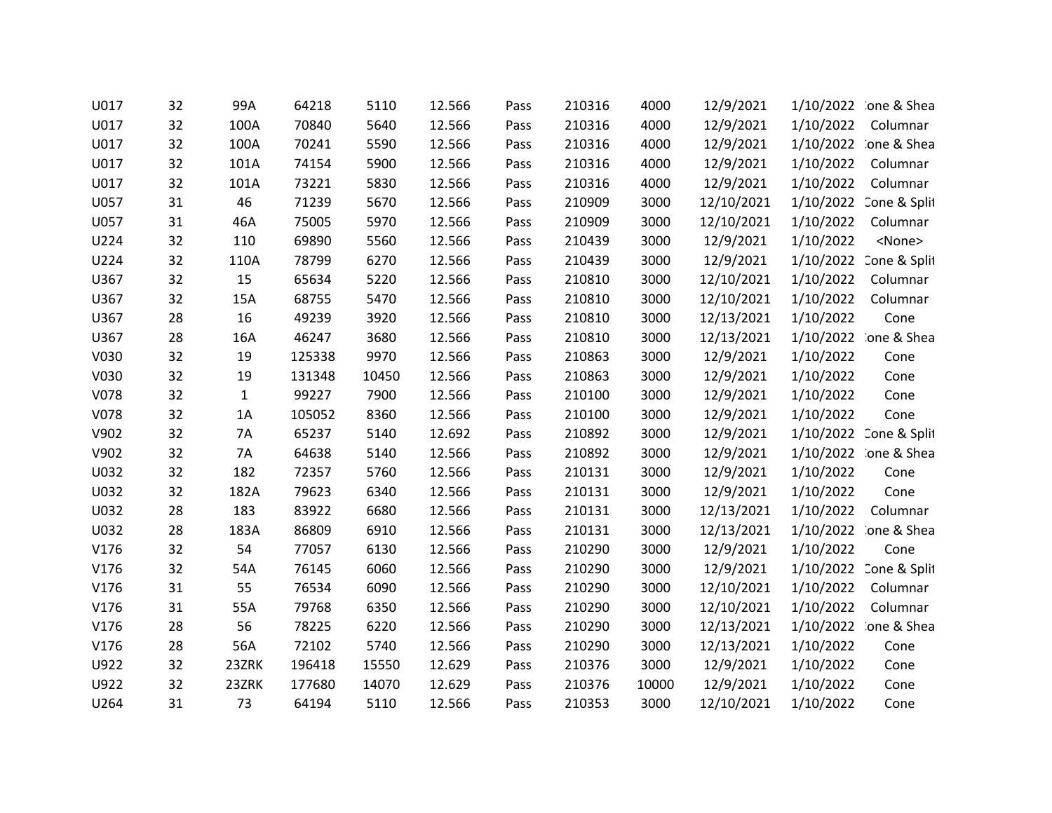|  |  |  |  |  |  |  |  |  |  |  |  |
|---|---|---|---|---|---|---|---|---|---|---|---|
| U017 | 32 | 99A | 64218 | 5110 | 12.566 | Pass | 210316 | 4000 | 12/9/2021 | 1/10/2022 | :one & Shea |
| U017 | 32 | 100A | 70840 | 5640 | 12.566 | Pass | 210316 | 4000 | 12/9/2021 | 1/10/2022 | Columnar |
| U017 | 32 | 100A | 70241 | 5590 | 12.566 | Pass | 210316 | 4000 | 12/9/2021 | 1/10/2022 | :one & Shea |
| U017 | 32 | 101A | 74154 | 5900 | 12.566 | Pass | 210316 | 4000 | 12/9/2021 | 1/10/2022 | Columnar |
| U017 | 32 | 101A | 73221 | 5830 | 12.566 | Pass | 210316 | 4000 | 12/9/2021 | 1/10/2022 | Columnar |
| U057 | 31 | 46 | 71239 | 5670 | 12.566 | Pass | 210909 | 3000 | 12/10/2021 | 1/10/2022 | Cone & Split |
| U057 | 31 | 46A | 75005 | 5970 | 12.566 | Pass | 210909 | 3000 | 12/10/2021 | 1/10/2022 | Columnar |
| U224 | 32 | 110 | 69890 | 5560 | 12.566 | Pass | 210439 | 3000 | 12/9/2021 | 1/10/2022 | <None> |
| U224 | 32 | 110A | 78799 | 6270 | 12.566 | Pass | 210439 | 3000 | 12/9/2021 | 1/10/2022 | Cone & Split |
| U367 | 32 | 15 | 65634 | 5220 | 12.566 | Pass | 210810 | 3000 | 12/10/2021 | 1/10/2022 | Columnar |
| U367 | 32 | 15A | 68755 | 5470 | 12.566 | Pass | 210810 | 3000 | 12/10/2021 | 1/10/2022 | Columnar |
| U367 | 28 | 16 | 49239 | 3920 | 12.566 | Pass | 210810 | 3000 | 12/13/2021 | 1/10/2022 | Cone |
| U367 | 28 | 16A | 46247 | 3680 | 12.566 | Pass | 210810 | 3000 | 12/13/2021 | 1/10/2022 | :one & Shea |
| V030 | 32 | 19 | 125338 | 9970 | 12.566 | Pass | 210863 | 3000 | 12/9/2021 | 1/10/2022 | Cone |
| V030 | 32 | 19 | 131348 | 10450 | 12.566 | Pass | 210863 | 3000 | 12/9/2021 | 1/10/2022 | Cone |
| V078 | 32 | 1 | 99227 | 7900 | 12.566 | Pass | 210100 | 3000 | 12/9/2021 | 1/10/2022 | Cone |
| V078 | 32 | 1A | 105052 | 8360 | 12.566 | Pass | 210100 | 3000 | 12/9/2021 | 1/10/2022 | Cone |
| V902 | 32 | 7A | 65237 | 5140 | 12.692 | Pass | 210892 | 3000 | 12/9/2021 | 1/10/2022 | Cone & Split |
| V902 | 32 | 7A | 64638 | 5140 | 12.566 | Pass | 210892 | 3000 | 12/9/2021 | 1/10/2022 | :one & Shea |
| U032 | 32 | 182 | 72357 | 5760 | 12.566 | Pass | 210131 | 3000 | 12/9/2021 | 1/10/2022 | Cone |
| U032 | 32 | 182A | 79623 | 6340 | 12.566 | Pass | 210131 | 3000 | 12/9/2021 | 1/10/2022 | Cone |
| U032 | 28 | 183 | 83922 | 6680 | 12.566 | Pass | 210131 | 3000 | 12/13/2021 | 1/10/2022 | Columnar |
| U032 | 28 | 183A | 86809 | 6910 | 12.566 | Pass | 210131 | 3000 | 12/13/2021 | 1/10/2022 | :one & Shea |
| V176 | 32 | 54 | 77057 | 6130 | 12.566 | Pass | 210290 | 3000 | 12/9/2021 | 1/10/2022 | Cone |
| V176 | 32 | 54A | 76145 | 6060 | 12.566 | Pass | 210290 | 3000 | 12/9/2021 | 1/10/2022 | Cone & Split |
| V176 | 31 | 55 | 76534 | 6090 | 12.566 | Pass | 210290 | 3000 | 12/10/2021 | 1/10/2022 | Columnar |
| V176 | 31 | 55A | 79768 | 6350 | 12.566 | Pass | 210290 | 3000 | 12/10/2021 | 1/10/2022 | Columnar |
| V176 | 28 | 56 | 78225 | 6220 | 12.566 | Pass | 210290 | 3000 | 12/13/2021 | 1/10/2022 | :one & Shea |
| V176 | 28 | 56A | 72102 | 5740 | 12.566 | Pass | 210290 | 3000 | 12/13/2021 | 1/10/2022 | Cone |
| U922 | 32 | 23ZRK | 196418 | 15550 | 12.629 | Pass | 210376 | 3000 | 12/9/2021 | 1/10/2022 | Cone |
| U922 | 32 | 23ZRK | 177680 | 14070 | 12.629 | Pass | 210376 | 10000 | 12/9/2021 | 1/10/2022 | Cone |
| U264 | 31 | 73 | 64194 | 5110 | 12.566 | Pass | 210353 | 3000 | 12/10/2021 | 1/10/2022 | Cone |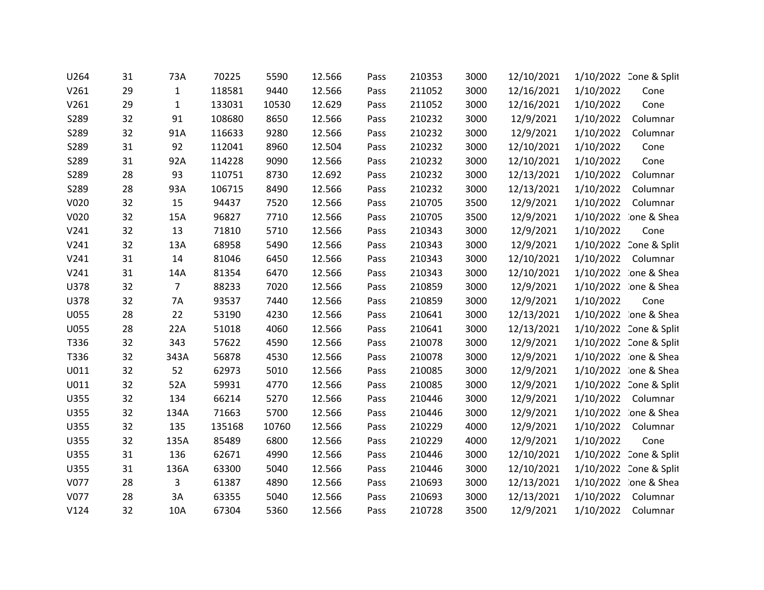| | | | | | | | | | | | |
|---|---|---|---|---|---|---|---|---|---|---|---|
| U264 | 31 | 73A | 70225 | 5590 | 12.566 | Pass | 210353 | 3000 | 12/10/2021 | 1/10/2022 | Cone & Split |
| V261 | 29 | 1 | 118581 | 9440 | 12.566 | Pass | 211052 | 3000 | 12/16/2021 | 1/10/2022 | Cone |
| V261 | 29 | 1 | 133031 | 10530 | 12.629 | Pass | 211052 | 3000 | 12/16/2021 | 1/10/2022 | Cone |
| S289 | 32 | 91 | 108680 | 8650 | 12.566 | Pass | 210232 | 3000 | 12/9/2021 | 1/10/2022 | Columnar |
| S289 | 32 | 91A | 116633 | 9280 | 12.566 | Pass | 210232 | 3000 | 12/9/2021 | 1/10/2022 | Columnar |
| S289 | 31 | 92 | 112041 | 8960 | 12.504 | Pass | 210232 | 3000 | 12/10/2021 | 1/10/2022 | Cone |
| S289 | 31 | 92A | 114228 | 9090 | 12.566 | Pass | 210232 | 3000 | 12/10/2021 | 1/10/2022 | Cone |
| S289 | 28 | 93 | 110751 | 8730 | 12.692 | Pass | 210232 | 3000 | 12/13/2021 | 1/10/2022 | Columnar |
| S289 | 28 | 93A | 106715 | 8490 | 12.566 | Pass | 210232 | 3000 | 12/13/2021 | 1/10/2022 | Columnar |
| V020 | 32 | 15 | 94437 | 7520 | 12.566 | Pass | 210705 | 3500 | 12/9/2021 | 1/10/2022 | Columnar |
| V020 | 32 | 15A | 96827 | 7710 | 12.566 | Pass | 210705 | 3500 | 12/9/2021 | 1/10/2022 | Cone & Shea |
| V241 | 32 | 13 | 71810 | 5710 | 12.566 | Pass | 210343 | 3000 | 12/9/2021 | 1/10/2022 | Cone |
| V241 | 32 | 13A | 68958 | 5490 | 12.566 | Pass | 210343 | 3000 | 12/9/2021 | 1/10/2022 | Cone & Split |
| V241 | 31 | 14 | 81046 | 6450 | 12.566 | Pass | 210343 | 3000 | 12/10/2021 | 1/10/2022 | Columnar |
| V241 | 31 | 14A | 81354 | 6470 | 12.566 | Pass | 210343 | 3000 | 12/10/2021 | 1/10/2022 | Cone & Shea |
| U378 | 32 | 7 | 88233 | 7020 | 12.566 | Pass | 210859 | 3000 | 12/9/2021 | 1/10/2022 | Cone & Shea |
| U378 | 32 | 7A | 93537 | 7440 | 12.566 | Pass | 210859 | 3000 | 12/9/2021 | 1/10/2022 | Cone |
| U055 | 28 | 22 | 53190 | 4230 | 12.566 | Pass | 210641 | 3000 | 12/13/2021 | 1/10/2022 | Cone & Shea |
| U055 | 28 | 22A | 51018 | 4060 | 12.566 | Pass | 210641 | 3000 | 12/13/2021 | 1/10/2022 | Cone & Split |
| T336 | 32 | 343 | 57622 | 4590 | 12.566 | Pass | 210078 | 3000 | 12/9/2021 | 1/10/2022 | Cone & Split |
| T336 | 32 | 343A | 56878 | 4530 | 12.566 | Pass | 210078 | 3000 | 12/9/2021 | 1/10/2022 | Cone & Shea |
| U011 | 32 | 52 | 62973 | 5010 | 12.566 | Pass | 210085 | 3000 | 12/9/2021 | 1/10/2022 | Cone & Shea |
| U011 | 32 | 52A | 59931 | 4770 | 12.566 | Pass | 210085 | 3000 | 12/9/2021 | 1/10/2022 | Cone & Split |
| U355 | 32 | 134 | 66214 | 5270 | 12.566 | Pass | 210446 | 3000 | 12/9/2021 | 1/10/2022 | Columnar |
| U355 | 32 | 134A | 71663 | 5700 | 12.566 | Pass | 210446 | 3000 | 12/9/2021 | 1/10/2022 | Cone & Shea |
| U355 | 32 | 135 | 135168 | 10760 | 12.566 | Pass | 210229 | 4000 | 12/9/2021 | 1/10/2022 | Columnar |
| U355 | 32 | 135A | 85489 | 6800 | 12.566 | Pass | 210229 | 4000 | 12/9/2021 | 1/10/2022 | Cone |
| U355 | 31 | 136 | 62671 | 4990 | 12.566 | Pass | 210446 | 3000 | 12/10/2021 | 1/10/2022 | Cone & Split |
| U355 | 31 | 136A | 63300 | 5040 | 12.566 | Pass | 210446 | 3000 | 12/10/2021 | 1/10/2022 | Cone & Split |
| V077 | 28 | 3 | 61387 | 4890 | 12.566 | Pass | 210693 | 3000 | 12/13/2021 | 1/10/2022 | Cone & Shea |
| V077 | 28 | 3A | 63355 | 5040 | 12.566 | Pass | 210693 | 3000 | 12/13/2021 | 1/10/2022 | Columnar |
| V124 | 32 | 10A | 67304 | 5360 | 12.566 | Pass | 210728 | 3500 | 12/9/2021 | 1/10/2022 | Columnar |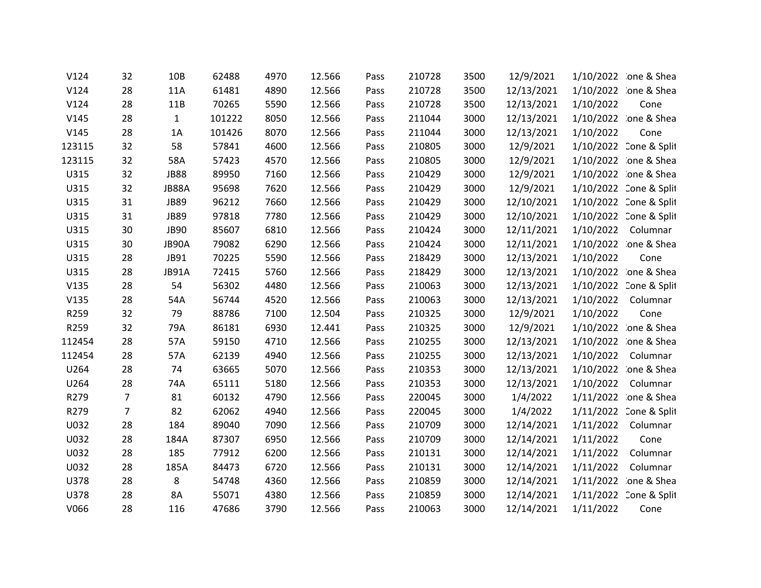| | | | | | | | | | | | |
|---|---|---|---|---|---|---|---|---|---|---|---|
| V124 | 32 | 10B | 62488 | 4970 | 12.566 | Pass | 210728 | 3500 | 12/9/2021 | 1/10/2022 | :one & Shea |
| V124 | 28 | 11A | 61481 | 4890 | 12.566 | Pass | 210728 | 3500 | 12/13/2021 | 1/10/2022 | :one & Shea |
| V124 | 28 | 11B | 70265 | 5590 | 12.566 | Pass | 210728 | 3500 | 12/13/2021 | 1/10/2022 | Cone |
| V145 | 28 | 1 | 101222 | 8050 | 12.566 | Pass | 211044 | 3000 | 12/13/2021 | 1/10/2022 | :one & Shea |
| V145 | 28 | 1A | 101426 | 8070 | 12.566 | Pass | 211044 | 3000 | 12/13/2021 | 1/10/2022 | Cone |
| 123115 | 32 | 58 | 57841 | 4600 | 12.566 | Pass | 210805 | 3000 | 12/9/2021 | 1/10/2022 | Cone & Split |
| 123115 | 32 | 58A | 57423 | 4570 | 12.566 | Pass | 210805 | 3000 | 12/9/2021 | 1/10/2022 | :one & Shea |
| U315 | 32 | JB88 | 89950 | 7160 | 12.566 | Pass | 210429 | 3000 | 12/9/2021 | 1/10/2022 | :one & Shea |
| U315 | 32 | JB88A | 95698 | 7620 | 12.566 | Pass | 210429 | 3000 | 12/9/2021 | 1/10/2022 | Cone & Split |
| U315 | 31 | JB89 | 96212 | 7660 | 12.566 | Pass | 210429 | 3000 | 12/10/2021 | 1/10/2022 | Cone & Split |
| U315 | 31 | JB89 | 97818 | 7780 | 12.566 | Pass | 210429 | 3000 | 12/10/2021 | 1/10/2022 | Cone & Split |
| U315 | 30 | JB90 | 85607 | 6810 | 12.566 | Pass | 210424 | 3000 | 12/11/2021 | 1/10/2022 | Columnar |
| U315 | 30 | JB90A | 79082 | 6290 | 12.566 | Pass | 210424 | 3000 | 12/11/2021 | 1/10/2022 | :one & Shea |
| U315 | 28 | JB91 | 70225 | 5590 | 12.566 | Pass | 218429 | 3000 | 12/13/2021 | 1/10/2022 | Cone |
| U315 | 28 | JB91A | 72415 | 5760 | 12.566 | Pass | 218429 | 3000 | 12/13/2021 | 1/10/2022 | :one & Shea |
| V135 | 28 | 54 | 56302 | 4480 | 12.566 | Pass | 210063 | 3000 | 12/13/2021 | 1/10/2022 | Cone & Split |
| V135 | 28 | 54A | 56744 | 4520 | 12.566 | Pass | 210063 | 3000 | 12/13/2021 | 1/10/2022 | Columnar |
| R259 | 32 | 79 | 88786 | 7100 | 12.504 | Pass | 210325 | 3000 | 12/9/2021 | 1/10/2022 | Cone |
| R259 | 32 | 79A | 86181 | 6930 | 12.441 | Pass | 210325 | 3000 | 12/9/2021 | 1/10/2022 | :one & Shea |
| 112454 | 28 | 57A | 59150 | 4710 | 12.566 | Pass | 210255 | 3000 | 12/13/2021 | 1/10/2022 | :one & Shea |
| 112454 | 28 | 57A | 62139 | 4940 | 12.566 | Pass | 210255 | 3000 | 12/13/2021 | 1/10/2022 | Columnar |
| U264 | 28 | 74 | 63665 | 5070 | 12.566 | Pass | 210353 | 3000 | 12/13/2021 | 1/10/2022 | :one & Shea |
| U264 | 28 | 74A | 65111 | 5180 | 12.566 | Pass | 210353 | 3000 | 12/13/2021 | 1/10/2022 | Columnar |
| R279 | 7 | 81 | 60132 | 4790 | 12.566 | Pass | 220045 | 3000 | 1/4/2022 | 1/11/2022 | :one & Shea |
| R279 | 7 | 82 | 62062 | 4940 | 12.566 | Pass | 220045 | 3000 | 1/4/2022 | 1/11/2022 | Cone & Split |
| U032 | 28 | 184 | 89040 | 7090 | 12.566 | Pass | 210709 | 3000 | 12/14/2021 | 1/11/2022 | Columnar |
| U032 | 28 | 184A | 87307 | 6950 | 12.566 | Pass | 210709 | 3000 | 12/14/2021 | 1/11/2022 | Cone |
| U032 | 28 | 185 | 77912 | 6200 | 12.566 | Pass | 210131 | 3000 | 12/14/2021 | 1/11/2022 | Columnar |
| U032 | 28 | 185A | 84473 | 6720 | 12.566 | Pass | 210131 | 3000 | 12/14/2021 | 1/11/2022 | Columnar |
| U378 | 28 | 8 | 54748 | 4360 | 12.566 | Pass | 210859 | 3000 | 12/14/2021 | 1/11/2022 | :one & Shea |
| U378 | 28 | 8A | 55071 | 4380 | 12.566 | Pass | 210859 | 3000 | 12/14/2021 | 1/11/2022 | Cone & Split |
| V066 | 28 | 116 | 47686 | 3790 | 12.566 | Pass | 210063 | 3000 | 12/14/2021 | 1/11/2022 | Cone |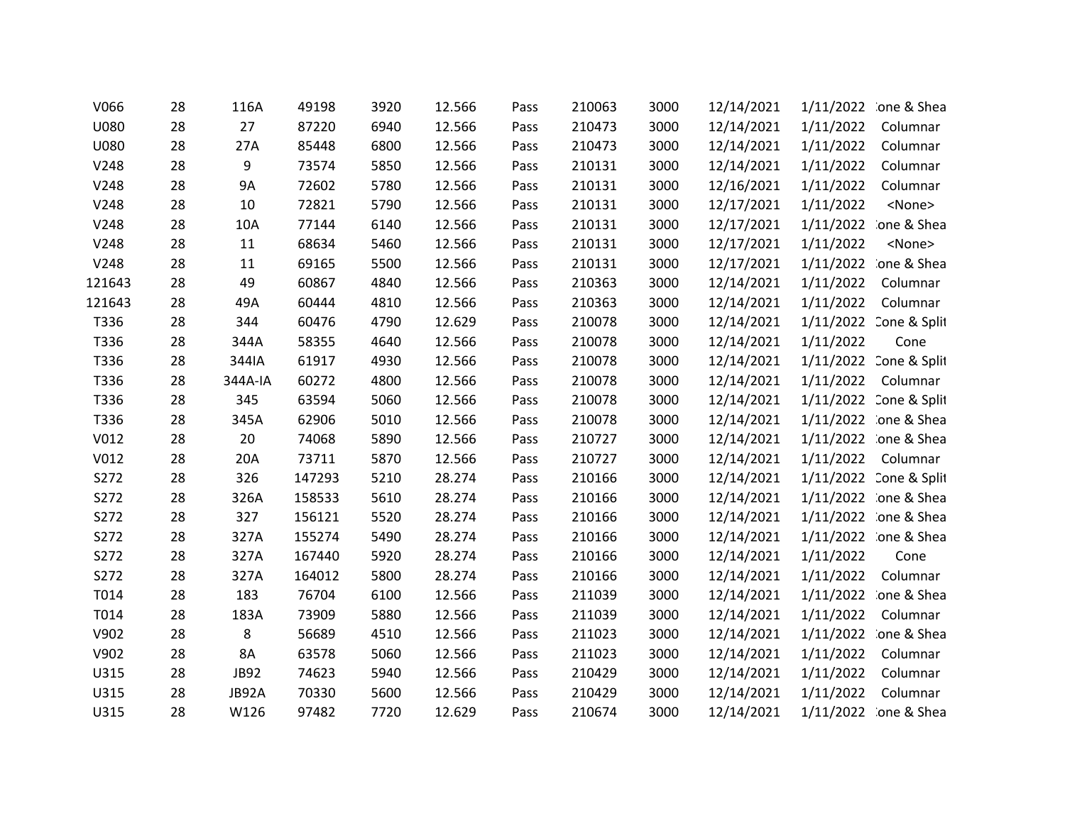| | | | | | | | | | | | |
|---|---|---|---|---|---|---|---|---|---|---|---|
| V066 | 28 | 116A | 49198 | 3920 | 12.566 | Pass | 210063 | 3000 | 12/14/2021 | 1/11/2022 | :one & Shea |
| U080 | 28 | 27 | 87220 | 6940 | 12.566 | Pass | 210473 | 3000 | 12/14/2021 | 1/11/2022 | Columnar |
| U080 | 28 | 27A | 85448 | 6800 | 12.566 | Pass | 210473 | 3000 | 12/14/2021 | 1/11/2022 | Columnar |
| V248 | 28 | 9 | 73574 | 5850 | 12.566 | Pass | 210131 | 3000 | 12/14/2021 | 1/11/2022 | Columnar |
| V248 | 28 | 9A | 72602 | 5780 | 12.566 | Pass | 210131 | 3000 | 12/16/2021 | 1/11/2022 | Columnar |
| V248 | 28 | 10 | 72821 | 5790 | 12.566 | Pass | 210131 | 3000 | 12/17/2021 | 1/11/2022 | <None> |
| V248 | 28 | 10A | 77144 | 6140 | 12.566 | Pass | 210131 | 3000 | 12/17/2021 | 1/11/2022 | :one & Shea |
| V248 | 28 | 11 | 68634 | 5460 | 12.566 | Pass | 210131 | 3000 | 12/17/2021 | 1/11/2022 | <None> |
| V248 | 28 | 11 | 69165 | 5500 | 12.566 | Pass | 210131 | 3000 | 12/17/2021 | 1/11/2022 | :one & Shea |
| 121643 | 28 | 49 | 60867 | 4840 | 12.566 | Pass | 210363 | 3000 | 12/14/2021 | 1/11/2022 | Columnar |
| 121643 | 28 | 49A | 60444 | 4810 | 12.566 | Pass | 210363 | 3000 | 12/14/2021 | 1/11/2022 | Columnar |
| T336 | 28 | 344 | 60476 | 4790 | 12.629 | Pass | 210078 | 3000 | 12/14/2021 | 1/11/2022 | Cone & Split |
| T336 | 28 | 344A | 58355 | 4640 | 12.566 | Pass | 210078 | 3000 | 12/14/2021 | 1/11/2022 | Cone |
| T336 | 28 | 344IA | 61917 | 4930 | 12.566 | Pass | 210078 | 3000 | 12/14/2021 | 1/11/2022 | Cone & Split |
| T336 | 28 | 344A-IA | 60272 | 4800 | 12.566 | Pass | 210078 | 3000 | 12/14/2021 | 1/11/2022 | Columnar |
| T336 | 28 | 345 | 63594 | 5060 | 12.566 | Pass | 210078 | 3000 | 12/14/2021 | 1/11/2022 | Cone & Split |
| T336 | 28 | 345A | 62906 | 5010 | 12.566 | Pass | 210078 | 3000 | 12/14/2021 | 1/11/2022 | :one & Shea |
| V012 | 28 | 20 | 74068 | 5890 | 12.566 | Pass | 210727 | 3000 | 12/14/2021 | 1/11/2022 | :one & Shea |
| V012 | 28 | 20A | 73711 | 5870 | 12.566 | Pass | 210727 | 3000 | 12/14/2021 | 1/11/2022 | Columnar |
| S272 | 28 | 326 | 147293 | 5210 | 28.274 | Pass | 210166 | 3000 | 12/14/2021 | 1/11/2022 | Cone & Split |
| S272 | 28 | 326A | 158533 | 5610 | 28.274 | Pass | 210166 | 3000 | 12/14/2021 | 1/11/2022 | :one & Shea |
| S272 | 28 | 327 | 156121 | 5520 | 28.274 | Pass | 210166 | 3000 | 12/14/2021 | 1/11/2022 | :one & Shea |
| S272 | 28 | 327A | 155274 | 5490 | 28.274 | Pass | 210166 | 3000 | 12/14/2021 | 1/11/2022 | :one & Shea |
| S272 | 28 | 327A | 167440 | 5920 | 28.274 | Pass | 210166 | 3000 | 12/14/2021 | 1/11/2022 | Cone |
| S272 | 28 | 327A | 164012 | 5800 | 28.274 | Pass | 210166 | 3000 | 12/14/2021 | 1/11/2022 | Columnar |
| T014 | 28 | 183 | 76704 | 6100 | 12.566 | Pass | 211039 | 3000 | 12/14/2021 | 1/11/2022 | :one & Shea |
| T014 | 28 | 183A | 73909 | 5880 | 12.566 | Pass | 211039 | 3000 | 12/14/2021 | 1/11/2022 | Columnar |
| V902 | 28 | 8 | 56689 | 4510 | 12.566 | Pass | 211023 | 3000 | 12/14/2021 | 1/11/2022 | :one & Shea |
| V902 | 28 | 8A | 63578 | 5060 | 12.566 | Pass | 211023 | 3000 | 12/14/2021 | 1/11/2022 | Columnar |
| U315 | 28 | JB92 | 74623 | 5940 | 12.566 | Pass | 210429 | 3000 | 12/14/2021 | 1/11/2022 | Columnar |
| U315 | 28 | JB92A | 70330 | 5600 | 12.566 | Pass | 210429 | 3000 | 12/14/2021 | 1/11/2022 | Columnar |
| U315 | 28 | W126 | 97482 | 7720 | 12.629 | Pass | 210674 | 3000 | 12/14/2021 | 1/11/2022 | :one & Shea |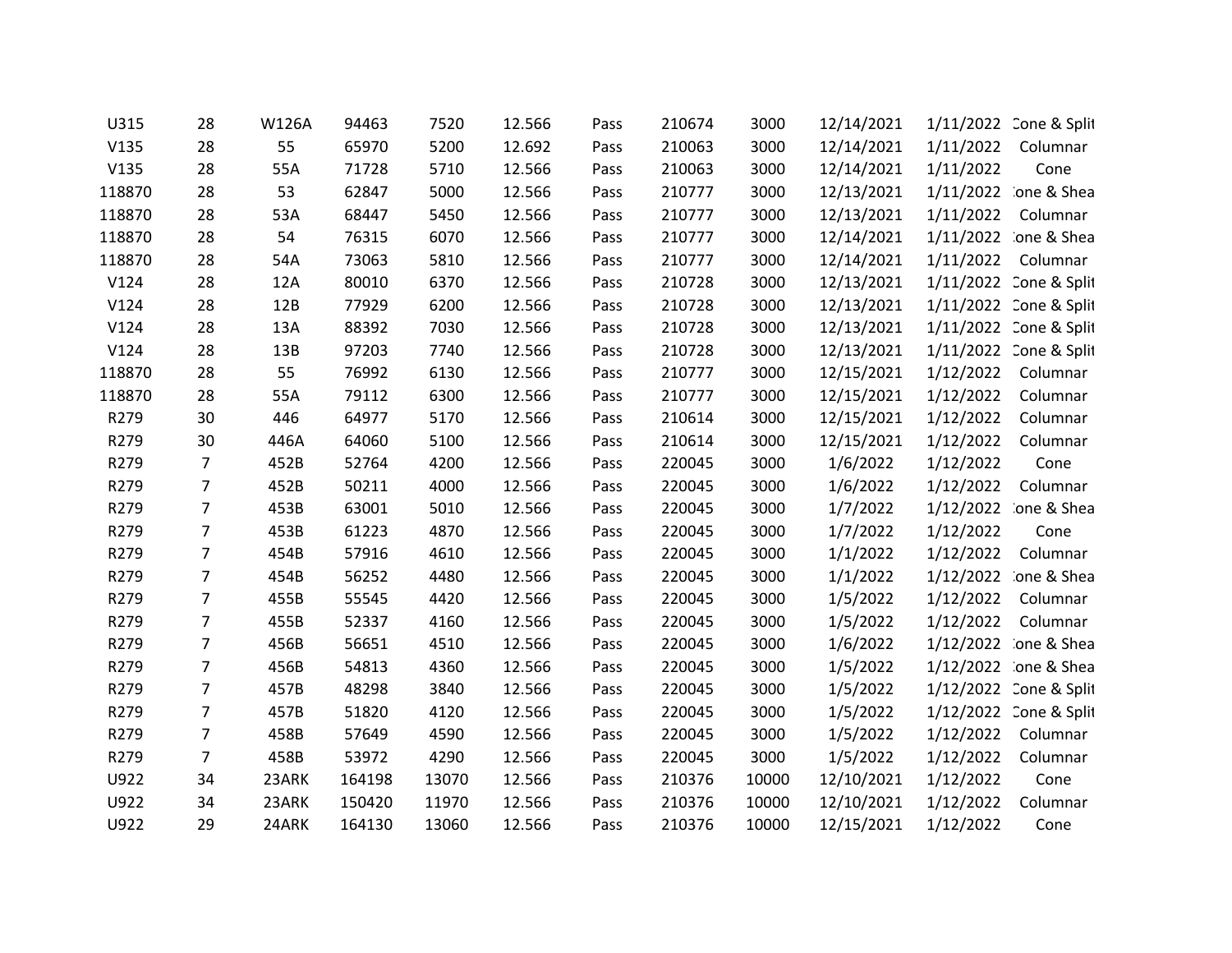| | | | | | | | | | | | |
|---|---|---|---|---|---|---|---|---|---|---|---|
| U315 | 28 | W126A | 94463 | 7520 | 12.566 | Pass | 210674 | 3000 | 12/14/2021 | 1/11/2022 | Cone & Split |
| V135 | 28 | 55 | 65970 | 5200 | 12.692 | Pass | 210063 | 3000 | 12/14/2021 | 1/11/2022 | Columnar |
| V135 | 28 | 55A | 71728 | 5710 | 12.566 | Pass | 210063 | 3000 | 12/14/2021 | 1/11/2022 | Cone |
| 118870 | 28 | 53 | 62847 | 5000 | 12.566 | Pass | 210777 | 3000 | 12/13/2021 | 1/11/2022 | Cone & Shear |
| 118870 | 28 | 53A | 68447 | 5450 | 12.566 | Pass | 210777 | 3000 | 12/13/2021 | 1/11/2022 | Columnar |
| 118870 | 28 | 54 | 76315 | 6070 | 12.566 | Pass | 210777 | 3000 | 12/14/2021 | 1/11/2022 | Cone & Shear |
| 118870 | 28 | 54A | 73063 | 5810 | 12.566 | Pass | 210777 | 3000 | 12/14/2021 | 1/11/2022 | Columnar |
| V124 | 28 | 12A | 80010 | 6370 | 12.566 | Pass | 210728 | 3000 | 12/13/2021 | 1/11/2022 | Cone & Split |
| V124 | 28 | 12B | 77929 | 6200 | 12.566 | Pass | 210728 | 3000 | 12/13/2021 | 1/11/2022 | Cone & Split |
| V124 | 28 | 13A | 88392 | 7030 | 12.566 | Pass | 210728 | 3000 | 12/13/2021 | 1/11/2022 | Cone & Split |
| V124 | 28 | 13B | 97203 | 7740 | 12.566 | Pass | 210728 | 3000 | 12/13/2021 | 1/11/2022 | Cone & Split |
| 118870 | 28 | 55 | 76992 | 6130 | 12.566 | Pass | 210777 | 3000 | 12/15/2021 | 1/12/2022 | Columnar |
| 118870 | 28 | 55A | 79112 | 6300 | 12.566 | Pass | 210777 | 3000 | 12/15/2021 | 1/12/2022 | Columnar |
| R279 | 30 | 446 | 64977 | 5170 | 12.566 | Pass | 210614 | 3000 | 12/15/2021 | 1/12/2022 | Columnar |
| R279 | 30 | 446A | 64060 | 5100 | 12.566 | Pass | 210614 | 3000 | 12/15/2021 | 1/12/2022 | Columnar |
| R279 | 7 | 452B | 52764 | 4200 | 12.566 | Pass | 220045 | 3000 | 1/6/2022 | 1/12/2022 | Cone |
| R279 | 7 | 452B | 50211 | 4000 | 12.566 | Pass | 220045 | 3000 | 1/6/2022 | 1/12/2022 | Columnar |
| R279 | 7 | 453B | 63001 | 5010 | 12.566 | Pass | 220045 | 3000 | 1/7/2022 | 1/12/2022 | Cone & Shear |
| R279 | 7 | 453B | 61223 | 4870 | 12.566 | Pass | 220045 | 3000 | 1/7/2022 | 1/12/2022 | Cone |
| R279 | 7 | 454B | 57916 | 4610 | 12.566 | Pass | 220045 | 3000 | 1/1/2022 | 1/12/2022 | Columnar |
| R279 | 7 | 454B | 56252 | 4480 | 12.566 | Pass | 220045 | 3000 | 1/1/2022 | 1/12/2022 | Cone & Shear |
| R279 | 7 | 455B | 55545 | 4420 | 12.566 | Pass | 220045 | 3000 | 1/5/2022 | 1/12/2022 | Columnar |
| R279 | 7 | 455B | 52337 | 4160 | 12.566 | Pass | 220045 | 3000 | 1/5/2022 | 1/12/2022 | Columnar |
| R279 | 7 | 456B | 56651 | 4510 | 12.566 | Pass | 220045 | 3000 | 1/6/2022 | 1/12/2022 | Cone & Shear |
| R279 | 7 | 456B | 54813 | 4360 | 12.566 | Pass | 220045 | 3000 | 1/5/2022 | 1/12/2022 | Cone & Shear |
| R279 | 7 | 457B | 48298 | 3840 | 12.566 | Pass | 220045 | 3000 | 1/5/2022 | 1/12/2022 | Cone & Split |
| R279 | 7 | 457B | 51820 | 4120 | 12.566 | Pass | 220045 | 3000 | 1/5/2022 | 1/12/2022 | Cone & Split |
| R279 | 7 | 458B | 57649 | 4590 | 12.566 | Pass | 220045 | 3000 | 1/5/2022 | 1/12/2022 | Columnar |
| R279 | 7 | 458B | 53972 | 4290 | 12.566 | Pass | 220045 | 3000 | 1/5/2022 | 1/12/2022 | Columnar |
| U922 | 34 | 23ARK | 164198 | 13070 | 12.566 | Pass | 210376 | 10000 | 12/10/2021 | 1/12/2022 | Cone |
| U922 | 34 | 23ARK | 150420 | 11970 | 12.566 | Pass | 210376 | 10000 | 12/10/2021 | 1/12/2022 | Columnar |
| U922 | 29 | 24ARK | 164130 | 13060 | 12.566 | Pass | 210376 | 10000 | 12/15/2021 | 1/12/2022 | Cone |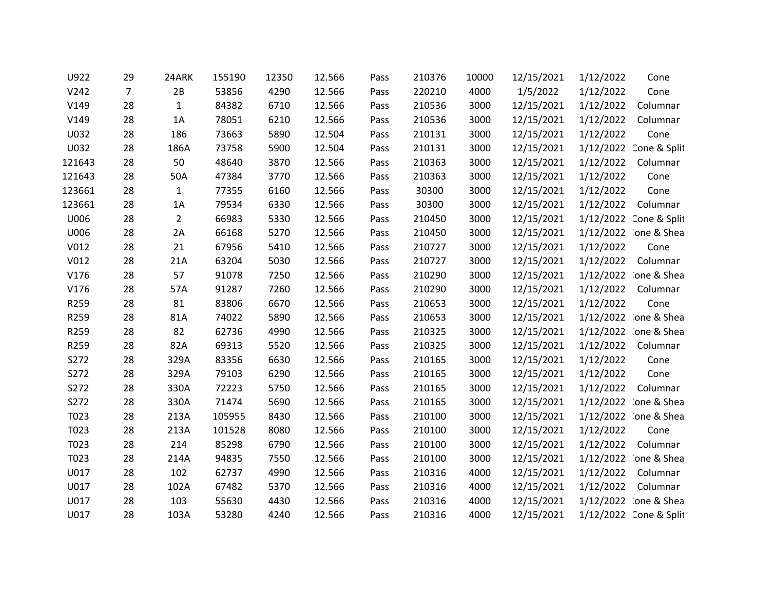| | | | | | | | | | | | |
|---|---|---|---|---|---|---|---|---|---|---|---|
| U922 | 29 | 24ARK | 155190 | 12350 | 12.566 | Pass | 210376 | 10000 | 12/15/2021 | 1/12/2022 | Cone |
| V242 | 7 | 2B | 53856 | 4290 | 12.566 | Pass | 220210 | 4000 | 1/5/2022 | 1/12/2022 | Cone |
| V149 | 28 | 1 | 84382 | 6710 | 12.566 | Pass | 210536 | 3000 | 12/15/2021 | 1/12/2022 | Columnar |
| V149 | 28 | 1A | 78051 | 6210 | 12.566 | Pass | 210536 | 3000 | 12/15/2021 | 1/12/2022 | Columnar |
| U032 | 28 | 186 | 73663 | 5890 | 12.504 | Pass | 210131 | 3000 | 12/15/2021 | 1/12/2022 | Cone |
| U032 | 28 | 186A | 73758 | 5900 | 12.504 | Pass | 210131 | 3000 | 12/15/2021 | 1/12/2022 | Cone & Split |
| 121643 | 28 | 50 | 48640 | 3870 | 12.566 | Pass | 210363 | 3000 | 12/15/2021 | 1/12/2022 | Columnar |
| 121643 | 28 | 50A | 47384 | 3770 | 12.566 | Pass | 210363 | 3000 | 12/15/2021 | 1/12/2022 | Cone |
| 123661 | 28 | 1 | 77355 | 6160 | 12.566 | Pass | 30300 | 3000 | 12/15/2021 | 1/12/2022 | Cone |
| 123661 | 28 | 1A | 79534 | 6330 | 12.566 | Pass | 30300 | 3000 | 12/15/2021 | 1/12/2022 | Columnar |
| U006 | 28 | 2 | 66983 | 5330 | 12.566 | Pass | 210450 | 3000 | 12/15/2021 | 1/12/2022 | Cone & Split |
| U006 | 28 | 2A | 66168 | 5270 | 12.566 | Pass | 210450 | 3000 | 12/15/2021 | 1/12/2022 | Cone & Shear |
| V012 | 28 | 21 | 67956 | 5410 | 12.566 | Pass | 210727 | 3000 | 12/15/2021 | 1/12/2022 | Cone |
| V012 | 28 | 21A | 63204 | 5030 | 12.566 | Pass | 210727 | 3000 | 12/15/2021 | 1/12/2022 | Columnar |
| V176 | 28 | 57 | 91078 | 7250 | 12.566 | Pass | 210290 | 3000 | 12/15/2021 | 1/12/2022 | Cone & Shear |
| V176 | 28 | 57A | 91287 | 7260 | 12.566 | Pass | 210290 | 3000 | 12/15/2021 | 1/12/2022 | Columnar |
| R259 | 28 | 81 | 83806 | 6670 | 12.566 | Pass | 210653 | 3000 | 12/15/2021 | 1/12/2022 | Cone |
| R259 | 28 | 81A | 74022 | 5890 | 12.566 | Pass | 210653 | 3000 | 12/15/2021 | 1/12/2022 | Cone & Shear |
| R259 | 28 | 82 | 62736 | 4990 | 12.566 | Pass | 210325 | 3000 | 12/15/2021 | 1/12/2022 | Cone & Shear |
| R259 | 28 | 82A | 69313 | 5520 | 12.566 | Pass | 210325 | 3000 | 12/15/2021 | 1/12/2022 | Columnar |
| S272 | 28 | 329A | 83356 | 6630 | 12.566 | Pass | 210165 | 3000 | 12/15/2021 | 1/12/2022 | Cone |
| S272 | 28 | 329A | 79103 | 6290 | 12.566 | Pass | 210165 | 3000 | 12/15/2021 | 1/12/2022 | Cone |
| S272 | 28 | 330A | 72223 | 5750 | 12.566 | Pass | 210165 | 3000 | 12/15/2021 | 1/12/2022 | Columnar |
| S272 | 28 | 330A | 71474 | 5690 | 12.566 | Pass | 210165 | 3000 | 12/15/2021 | 1/12/2022 | Cone & Shear |
| T023 | 28 | 213A | 105955 | 8430 | 12.566 | Pass | 210100 | 3000 | 12/15/2021 | 1/12/2022 | Cone & Shear |
| T023 | 28 | 213A | 101528 | 8080 | 12.566 | Pass | 210100 | 3000 | 12/15/2021 | 1/12/2022 | Cone |
| T023 | 28 | 214 | 85298 | 6790 | 12.566 | Pass | 210100 | 3000 | 12/15/2021 | 1/12/2022 | Columnar |
| T023 | 28 | 214A | 94835 | 7550 | 12.566 | Pass | 210100 | 3000 | 12/15/2021 | 1/12/2022 | Cone & Shear |
| U017 | 28 | 102 | 62737 | 4990 | 12.566 | Pass | 210316 | 4000 | 12/15/2021 | 1/12/2022 | Columnar |
| U017 | 28 | 102A | 67482 | 5370 | 12.566 | Pass | 210316 | 4000 | 12/15/2021 | 1/12/2022 | Columnar |
| U017 | 28 | 103 | 55630 | 4430 | 12.566 | Pass | 210316 | 4000 | 12/15/2021 | 1/12/2022 | Cone & Shear |
| U017 | 28 | 103A | 53280 | 4240 | 12.566 | Pass | 210316 | 4000 | 12/15/2021 | 1/12/2022 | Cone & Split |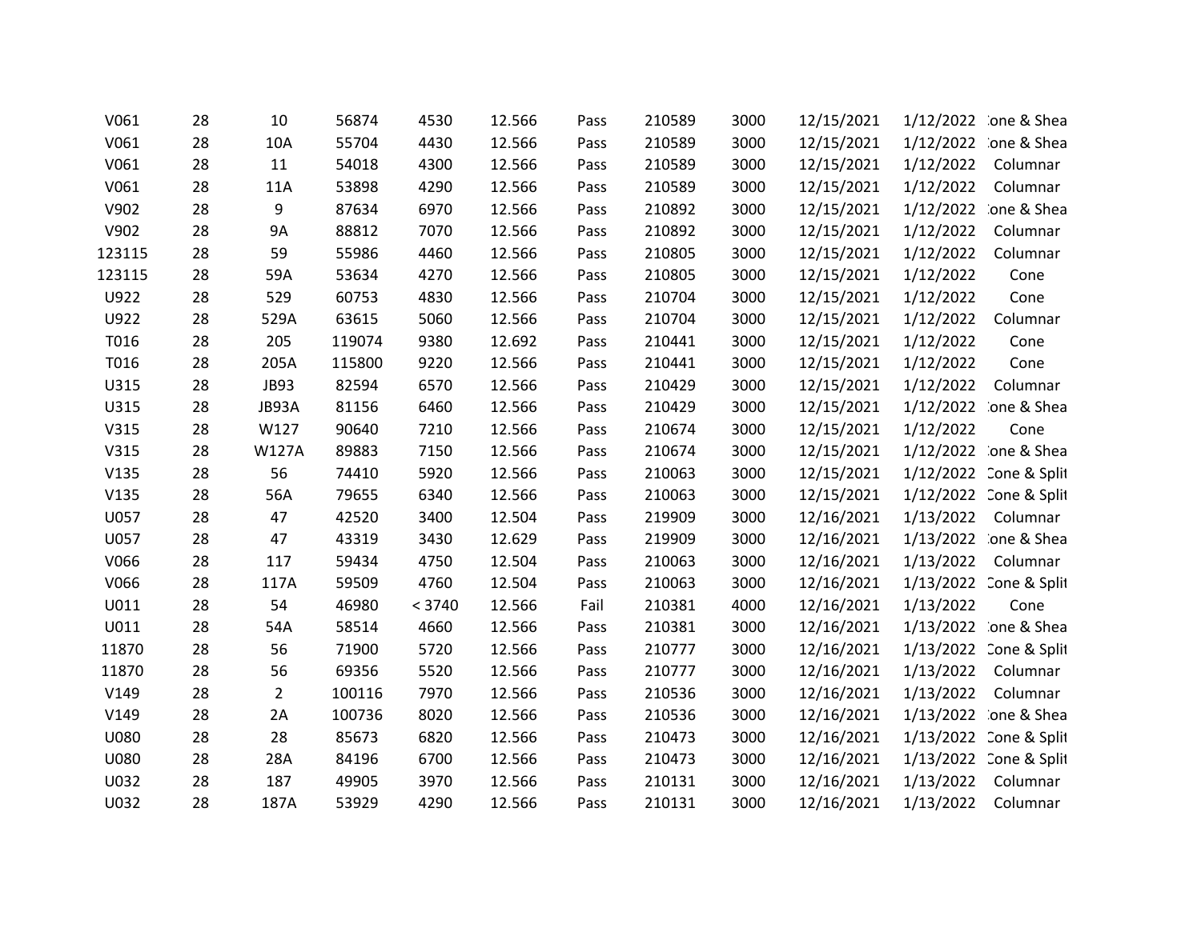| | | | | | | | | | | | |
|---|---|---|---|---|---|---|---|---|---|---|---|
| V061 | 28 | 10 | 56874 | 4530 | 12.566 | Pass | 210589 | 3000 | 12/15/2021 | 1/12/2022 | :one & Shea |
| V061 | 28 | 10A | 55704 | 4430 | 12.566 | Pass | 210589 | 3000 | 12/15/2021 | 1/12/2022 | :one & Shea |
| V061 | 28 | 11 | 54018 | 4300 | 12.566 | Pass | 210589 | 3000 | 12/15/2021 | 1/12/2022 | Columnar |
| V061 | 28 | 11A | 53898 | 4290 | 12.566 | Pass | 210589 | 3000 | 12/15/2021 | 1/12/2022 | Columnar |
| V902 | 28 | 9 | 87634 | 6970 | 12.566 | Pass | 210892 | 3000 | 12/15/2021 | 1/12/2022 | :one & Shea |
| V902 | 28 | 9A | 88812 | 7070 | 12.566 | Pass | 210892 | 3000 | 12/15/2021 | 1/12/2022 | Columnar |
| 123115 | 28 | 59 | 55986 | 4460 | 12.566 | Pass | 210805 | 3000 | 12/15/2021 | 1/12/2022 | Columnar |
| 123115 | 28 | 59A | 53634 | 4270 | 12.566 | Pass | 210805 | 3000 | 12/15/2021 | 1/12/2022 | Cone |
| U922 | 28 | 529 | 60753 | 4830 | 12.566 | Pass | 210704 | 3000 | 12/15/2021 | 1/12/2022 | Cone |
| U922 | 28 | 529A | 63615 | 5060 | 12.566 | Pass | 210704 | 3000 | 12/15/2021 | 1/12/2022 | Columnar |
| T016 | 28 | 205 | 119074 | 9380 | 12.692 | Pass | 210441 | 3000 | 12/15/2021 | 1/12/2022 | Cone |
| T016 | 28 | 205A | 115800 | 9220 | 12.566 | Pass | 210441 | 3000 | 12/15/2021 | 1/12/2022 | Cone |
| U315 | 28 | JB93 | 82594 | 6570 | 12.566 | Pass | 210429 | 3000 | 12/15/2021 | 1/12/2022 | Columnar |
| U315 | 28 | JB93A | 81156 | 6460 | 12.566 | Pass | 210429 | 3000 | 12/15/2021 | 1/12/2022 | :one & Shea |
| V315 | 28 | W127 | 90640 | 7210 | 12.566 | Pass | 210674 | 3000 | 12/15/2021 | 1/12/2022 | Cone |
| V315 | 28 | W127A | 89883 | 7150 | 12.566 | Pass | 210674 | 3000 | 12/15/2021 | 1/12/2022 | :one & Shea |
| V135 | 28 | 56 | 74410 | 5920 | 12.566 | Pass | 210063 | 3000 | 12/15/2021 | 1/12/2022 | Cone & Split |
| V135 | 28 | 56A | 79655 | 6340 | 12.566 | Pass | 210063 | 3000 | 12/15/2021 | 1/12/2022 | Cone & Split |
| U057 | 28 | 47 | 42520 | 3400 | 12.504 | Pass | 219909 | 3000 | 12/16/2021 | 1/13/2022 | Columnar |
| U057 | 28 | 47 | 43319 | 3430 | 12.629 | Pass | 219909 | 3000 | 12/16/2021 | 1/13/2022 | :one & Shea |
| V066 | 28 | 117 | 59434 | 4750 | 12.504 | Pass | 210063 | 3000 | 12/16/2021 | 1/13/2022 | Columnar |
| V066 | 28 | 117A | 59509 | 4760 | 12.504 | Pass | 210063 | 3000 | 12/16/2021 | 1/13/2022 | Cone & Split |
| U011 | 28 | 54 | 46980 | < 3740 | 12.566 | Fail | 210381 | 4000 | 12/16/2021 | 1/13/2022 | Cone |
| U011 | 28 | 54A | 58514 | 4660 | 12.566 | Pass | 210381 | 3000 | 12/16/2021 | 1/13/2022 | :one & Shea |
| 11870 | 28 | 56 | 71900 | 5720 | 12.566 | Pass | 210777 | 3000 | 12/16/2021 | 1/13/2022 | Cone & Split |
| 11870 | 28 | 56 | 69356 | 5520 | 12.566 | Pass | 210777 | 3000 | 12/16/2021 | 1/13/2022 | Columnar |
| V149 | 28 | 2 | 100116 | 7970 | 12.566 | Pass | 210536 | 3000 | 12/16/2021 | 1/13/2022 | Columnar |
| V149 | 28 | 2A | 100736 | 8020 | 12.566 | Pass | 210536 | 3000 | 12/16/2021 | 1/13/2022 | :one & Shea |
| U080 | 28 | 28 | 85673 | 6820 | 12.566 | Pass | 210473 | 3000 | 12/16/2021 | 1/13/2022 | Cone & Split |
| U080 | 28 | 28A | 84196 | 6700 | 12.566 | Pass | 210473 | 3000 | 12/16/2021 | 1/13/2022 | Cone & Split |
| U032 | 28 | 187 | 49905 | 3970 | 12.566 | Pass | 210131 | 3000 | 12/16/2021 | 1/13/2022 | Columnar |
| U032 | 28 | 187A | 53929 | 4290 | 12.566 | Pass | 210131 | 3000 | 12/16/2021 | 1/13/2022 | Columnar |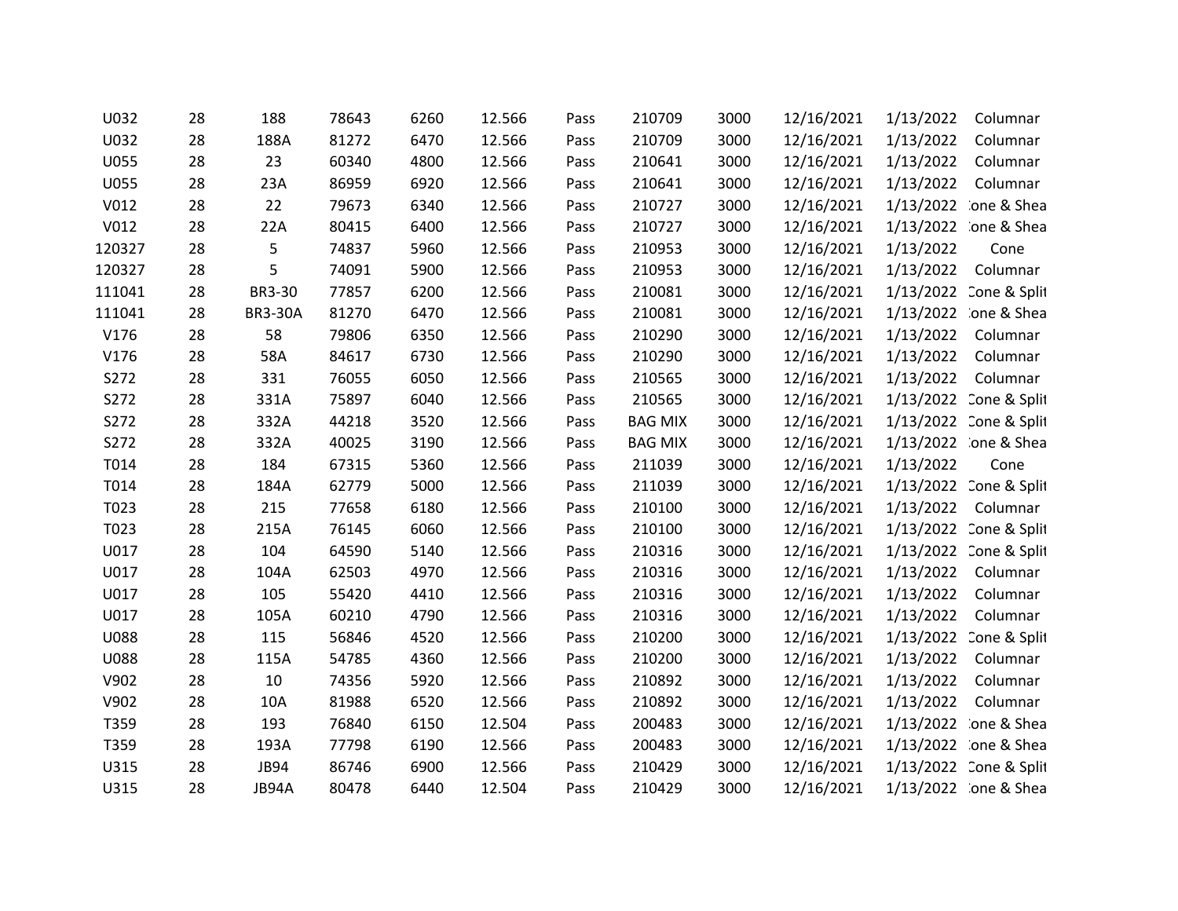| | | | | | | | | | | | |
|---|---|---|---|---|---|---|---|---|---|---|---|
| U032 | 28 | 188 | 78643 | 6260 | 12.566 | Pass | 210709 | 3000 | 12/16/2021 | 1/13/2022 | Columnar |
| U032 | 28 | 188A | 81272 | 6470 | 12.566 | Pass | 210709 | 3000 | 12/16/2021 | 1/13/2022 | Columnar |
| U055 | 28 | 23 | 60340 | 4800 | 12.566 | Pass | 210641 | 3000 | 12/16/2021 | 1/13/2022 | Columnar |
| U055 | 28 | 23A | 86959 | 6920 | 12.566 | Pass | 210641 | 3000 | 12/16/2021 | 1/13/2022 | Columnar |
| V012 | 28 | 22 | 79673 | 6340 | 12.566 | Pass | 210727 | 3000 | 12/16/2021 | 1/13/2022 | :one & Shea |
| V012 | 28 | 22A | 80415 | 6400 | 12.566 | Pass | 210727 | 3000 | 12/16/2021 | 1/13/2022 | :one & Shea |
| 120327 | 28 | 5 | 74837 | 5960 | 12.566 | Pass | 210953 | 3000 | 12/16/2021 | 1/13/2022 | Cone |
| 120327 | 28 | 5 | 74091 | 5900 | 12.566 | Pass | 210953 | 3000 | 12/16/2021 | 1/13/2022 | Columnar |
| 111041 | 28 | BR3-30 | 77857 | 6200 | 12.566 | Pass | 210081 | 3000 | 12/16/2021 | 1/13/2022 | Cone & Split |
| 111041 | 28 | BR3-30A | 81270 | 6470 | 12.566 | Pass | 210081 | 3000 | 12/16/2021 | 1/13/2022 | :one & Shea |
| V176 | 28 | 58 | 79806 | 6350 | 12.566 | Pass | 210290 | 3000 | 12/16/2021 | 1/13/2022 | Columnar |
| V176 | 28 | 58A | 84617 | 6730 | 12.566 | Pass | 210290 | 3000 | 12/16/2021 | 1/13/2022 | Columnar |
| S272 | 28 | 331 | 76055 | 6050 | 12.566 | Pass | 210565 | 3000 | 12/16/2021 | 1/13/2022 | Columnar |
| S272 | 28 | 331A | 75897 | 6040 | 12.566 | Pass | 210565 | 3000 | 12/16/2021 | 1/13/2022 | Cone & Split |
| S272 | 28 | 332A | 44218 | 3520 | 12.566 | Pass | BAG MIX | 3000 | 12/16/2021 | 1/13/2022 | Cone & Split |
| S272 | 28 | 332A | 40025 | 3190 | 12.566 | Pass | BAG MIX | 3000 | 12/16/2021 | 1/13/2022 | :one & Shea |
| T014 | 28 | 184 | 67315 | 5360 | 12.566 | Pass | 211039 | 3000 | 12/16/2021 | 1/13/2022 | Cone |
| T014 | 28 | 184A | 62779 | 5000 | 12.566 | Pass | 211039 | 3000 | 12/16/2021 | 1/13/2022 | Cone & Split |
| T023 | 28 | 215 | 77658 | 6180 | 12.566 | Pass | 210100 | 3000 | 12/16/2021 | 1/13/2022 | Columnar |
| T023 | 28 | 215A | 76145 | 6060 | 12.566 | Pass | 210100 | 3000 | 12/16/2021 | 1/13/2022 | Cone & Split |
| U017 | 28 | 104 | 64590 | 5140 | 12.566 | Pass | 210316 | 3000 | 12/16/2021 | 1/13/2022 | Cone & Split |
| U017 | 28 | 104A | 62503 | 4970 | 12.566 | Pass | 210316 | 3000 | 12/16/2021 | 1/13/2022 | Columnar |
| U017 | 28 | 105 | 55420 | 4410 | 12.566 | Pass | 210316 | 3000 | 12/16/2021 | 1/13/2022 | Columnar |
| U017 | 28 | 105A | 60210 | 4790 | 12.566 | Pass | 210316 | 3000 | 12/16/2021 | 1/13/2022 | Columnar |
| U088 | 28 | 115 | 56846 | 4520 | 12.566 | Pass | 210200 | 3000 | 12/16/2021 | 1/13/2022 | Cone & Split |
| U088 | 28 | 115A | 54785 | 4360 | 12.566 | Pass | 210200 | 3000 | 12/16/2021 | 1/13/2022 | Columnar |
| V902 | 28 | 10 | 74356 | 5920 | 12.566 | Pass | 210892 | 3000 | 12/16/2021 | 1/13/2022 | Columnar |
| V902 | 28 | 10A | 81988 | 6520 | 12.566 | Pass | 210892 | 3000 | 12/16/2021 | 1/13/2022 | Columnar |
| T359 | 28 | 193 | 76840 | 6150 | 12.504 | Pass | 200483 | 3000 | 12/16/2021 | 1/13/2022 | :one & Shea |
| T359 | 28 | 193A | 77798 | 6190 | 12.566 | Pass | 200483 | 3000 | 12/16/2021 | 1/13/2022 | :one & Shea |
| U315 | 28 | JB94 | 86746 | 6900 | 12.566 | Pass | 210429 | 3000 | 12/16/2021 | 1/13/2022 | Cone & Split |
| U315 | 28 | JB94A | 80478 | 6440 | 12.504 | Pass | 210429 | 3000 | 12/16/2021 | 1/13/2022 | :one & Shea |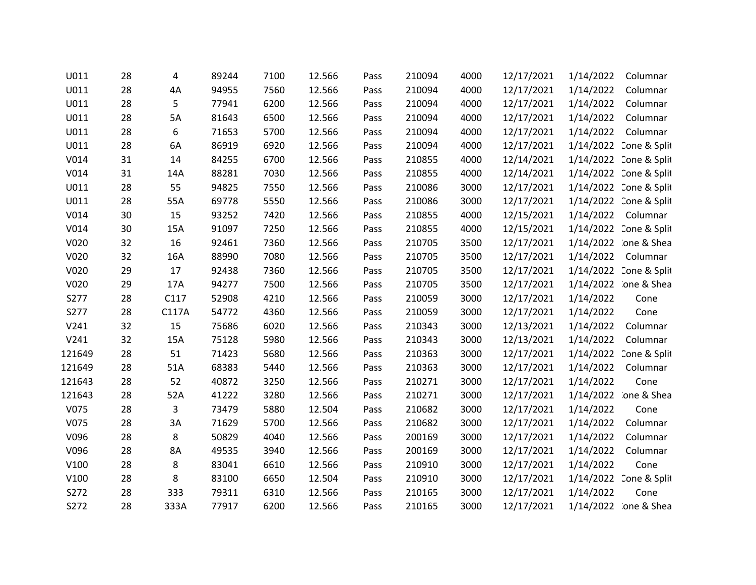| | | | | | | | | | | | |
|---|---|---|---|---|---|---|---|---|---|---|---|
| U011 | 28 | 4 | 89244 | 7100 | 12.566 | Pass | 210094 | 4000 | 12/17/2021 | 1/14/2022 | Columnar |
| U011 | 28 | 4A | 94955 | 7560 | 12.566 | Pass | 210094 | 4000 | 12/17/2021 | 1/14/2022 | Columnar |
| U011 | 28 | 5 | 77941 | 6200 | 12.566 | Pass | 210094 | 4000 | 12/17/2021 | 1/14/2022 | Columnar |
| U011 | 28 | 5A | 81643 | 6500 | 12.566 | Pass | 210094 | 4000 | 12/17/2021 | 1/14/2022 | Columnar |
| U011 | 28 | 6 | 71653 | 5700 | 12.566 | Pass | 210094 | 4000 | 12/17/2021 | 1/14/2022 | Columnar |
| U011 | 28 | 6A | 86919 | 6920 | 12.566 | Pass | 210094 | 4000 | 12/17/2021 | 1/14/2022 | Cone & Split |
| V014 | 31 | 14 | 84255 | 6700 | 12.566 | Pass | 210855 | 4000 | 12/14/2021 | 1/14/2022 | Cone & Split |
| V014 | 31 | 14A | 88281 | 7030 | 12.566 | Pass | 210855 | 4000 | 12/14/2021 | 1/14/2022 | Cone & Split |
| U011 | 28 | 55 | 94825 | 7550 | 12.566 | Pass | 210086 | 3000 | 12/17/2021 | 1/14/2022 | Cone & Split |
| U011 | 28 | 55A | 69778 | 5550 | 12.566 | Pass | 210086 | 3000 | 12/17/2021 | 1/14/2022 | Cone & Split |
| V014 | 30 | 15 | 93252 | 7420 | 12.566 | Pass | 210855 | 4000 | 12/15/2021 | 1/14/2022 | Columnar |
| V014 | 30 | 15A | 91097 | 7250 | 12.566 | Pass | 210855 | 4000 | 12/15/2021 | 1/14/2022 | Cone & Split |
| V020 | 32 | 16 | 92461 | 7360 | 12.566 | Pass | 210705 | 3500 | 12/17/2021 | 1/14/2022 | Cone & Shea |
| V020 | 32 | 16A | 88990 | 7080 | 12.566 | Pass | 210705 | 3500 | 12/17/2021 | 1/14/2022 | Columnar |
| V020 | 29 | 17 | 92438 | 7360 | 12.566 | Pass | 210705 | 3500 | 12/17/2021 | 1/14/2022 | Cone & Split |
| V020 | 29 | 17A | 94277 | 7500 | 12.566 | Pass | 210705 | 3500 | 12/17/2021 | 1/14/2022 | Cone & Shea |
| S277 | 28 | C117 | 52908 | 4210 | 12.566 | Pass | 210059 | 3000 | 12/17/2021 | 1/14/2022 | Cone |
| S277 | 28 | C117A | 54772 | 4360 | 12.566 | Pass | 210059 | 3000 | 12/17/2021 | 1/14/2022 | Cone |
| V241 | 32 | 15 | 75686 | 6020 | 12.566 | Pass | 210343 | 3000 | 12/13/2021 | 1/14/2022 | Columnar |
| V241 | 32 | 15A | 75128 | 5980 | 12.566 | Pass | 210343 | 3000 | 12/13/2021 | 1/14/2022 | Columnar |
| 121649 | 28 | 51 | 71423 | 5680 | 12.566 | Pass | 210363 | 3000 | 12/17/2021 | 1/14/2022 | Cone & Split |
| 121649 | 28 | 51A | 68383 | 5440 | 12.566 | Pass | 210363 | 3000 | 12/17/2021 | 1/14/2022 | Columnar |
| 121643 | 28 | 52 | 40872 | 3250 | 12.566 | Pass | 210271 | 3000 | 12/17/2021 | 1/14/2022 | Cone |
| 121643 | 28 | 52A | 41222 | 3280 | 12.566 | Pass | 210271 | 3000 | 12/17/2021 | 1/14/2022 | Cone & Shea |
| V075 | 28 | 3 | 73479 | 5880 | 12.504 | Pass | 210682 | 3000 | 12/17/2021 | 1/14/2022 | Cone |
| V075 | 28 | 3A | 71629 | 5700 | 12.566 | Pass | 210682 | 3000 | 12/17/2021 | 1/14/2022 | Columnar |
| V096 | 28 | 8 | 50829 | 4040 | 12.566 | Pass | 200169 | 3000 | 12/17/2021 | 1/14/2022 | Columnar |
| V096 | 28 | 8A | 49535 | 3940 | 12.566 | Pass | 200169 | 3000 | 12/17/2021 | 1/14/2022 | Columnar |
| V100 | 28 | 8 | 83041 | 6610 | 12.566 | Pass | 210910 | 3000 | 12/17/2021 | 1/14/2022 | Cone |
| V100 | 28 | 8 | 83100 | 6650 | 12.504 | Pass | 210910 | 3000 | 12/17/2021 | 1/14/2022 | Cone & Split |
| S272 | 28 | 333 | 79311 | 6310 | 12.566 | Pass | 210165 | 3000 | 12/17/2021 | 1/14/2022 | Cone |
| S272 | 28 | 333A | 77917 | 6200 | 12.566 | Pass | 210165 | 3000 | 12/17/2021 | 1/14/2022 | Cone & Shea |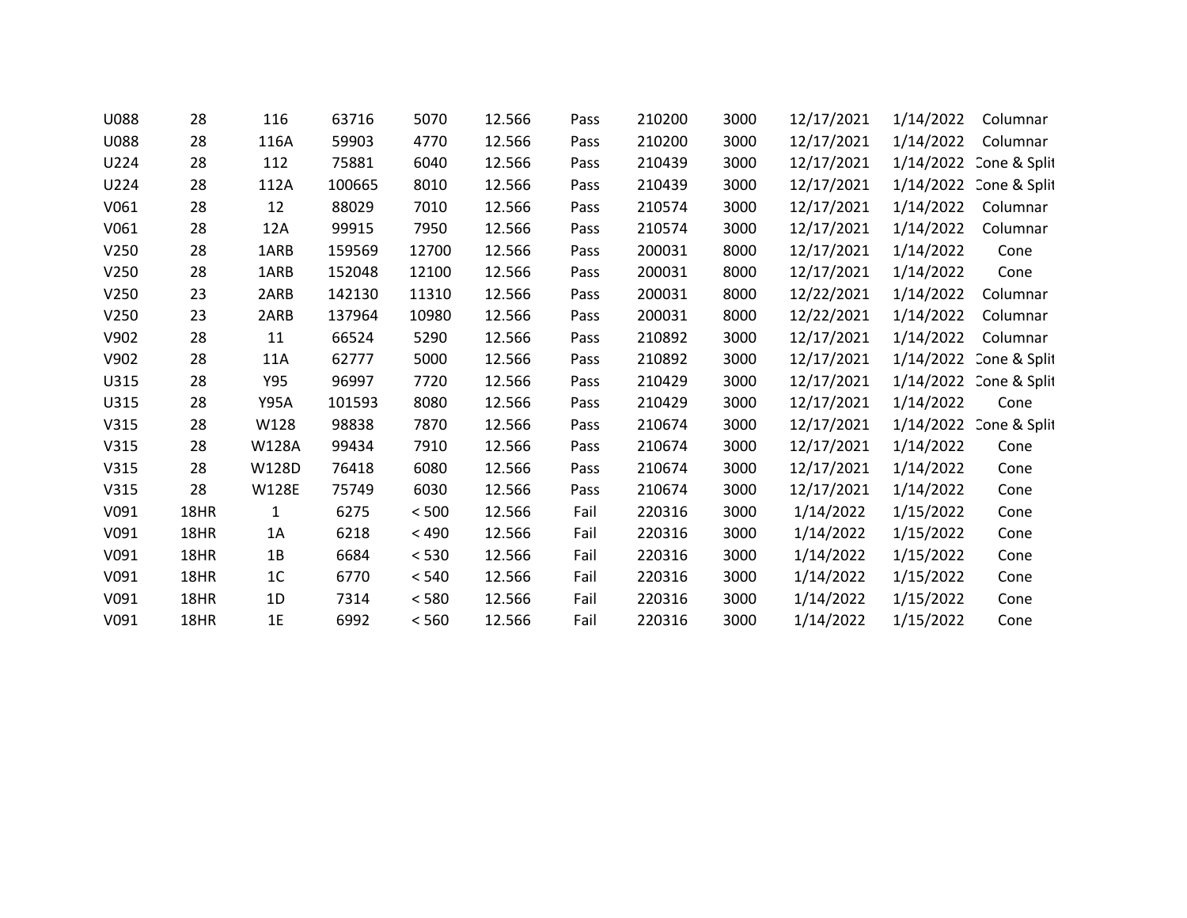| | | | | | | | | | | | |
|---|---|---|---|---|---|---|---|---|---|---|---|
| U088 | 28 | 116 | 63716 | 5070 | 12.566 | Pass | 210200 | 3000 | 12/17/2021 | 1/14/2022 | Columnar |
| U088 | 28 | 116A | 59903 | 4770 | 12.566 | Pass | 210200 | 3000 | 12/17/2021 | 1/14/2022 | Columnar |
| U224 | 28 | 112 | 75881 | 6040 | 12.566 | Pass | 210439 | 3000 | 12/17/2021 | 1/14/2022 | Cone & Split |
| U224 | 28 | 112A | 100665 | 8010 | 12.566 | Pass | 210439 | 3000 | 12/17/2021 | 1/14/2022 | Cone & Split |
| V061 | 28 | 12 | 88029 | 7010 | 12.566 | Pass | 210574 | 3000 | 12/17/2021 | 1/14/2022 | Columnar |
| V061 | 28 | 12A | 99915 | 7950 | 12.566 | Pass | 210574 | 3000 | 12/17/2021 | 1/14/2022 | Columnar |
| V250 | 28 | 1ARB | 159569 | 12700 | 12.566 | Pass | 200031 | 8000 | 12/17/2021 | 1/14/2022 | Cone |
| V250 | 28 | 1ARB | 152048 | 12100 | 12.566 | Pass | 200031 | 8000 | 12/17/2021 | 1/14/2022 | Cone |
| V250 | 23 | 2ARB | 142130 | 11310 | 12.566 | Pass | 200031 | 8000 | 12/22/2021 | 1/14/2022 | Columnar |
| V250 | 23 | 2ARB | 137964 | 10980 | 12.566 | Pass | 200031 | 8000 | 12/22/2021 | 1/14/2022 | Columnar |
| V902 | 28 | 11 | 66524 | 5290 | 12.566 | Pass | 210892 | 3000 | 12/17/2021 | 1/14/2022 | Columnar |
| V902 | 28 | 11A | 62777 | 5000 | 12.566 | Pass | 210892 | 3000 | 12/17/2021 | 1/14/2022 | Cone & Split |
| U315 | 28 | Y95 | 96997 | 7720 | 12.566 | Pass | 210429 | 3000 | 12/17/2021 | 1/14/2022 | Cone & Split |
| U315 | 28 | Y95A | 101593 | 8080 | 12.566 | Pass | 210429 | 3000 | 12/17/2021 | 1/14/2022 | Cone |
| V315 | 28 | W128 | 98838 | 7870 | 12.566 | Pass | 210674 | 3000 | 12/17/2021 | 1/14/2022 | Cone & Split |
| V315 | 28 | W128A | 99434 | 7910 | 12.566 | Pass | 210674 | 3000 | 12/17/2021 | 1/14/2022 | Cone |
| V315 | 28 | W128D | 76418 | 6080 | 12.566 | Pass | 210674 | 3000 | 12/17/2021 | 1/14/2022 | Cone |
| V315 | 28 | W128E | 75749 | 6030 | 12.566 | Pass | 210674 | 3000 | 12/17/2021 | 1/14/2022 | Cone |
| V091 | 18HR | 1 | 6275 | < 500 | 12.566 | Fail | 220316 | 3000 | 1/14/2022 | 1/15/2022 | Cone |
| V091 | 18HR | 1A | 6218 | < 490 | 12.566 | Fail | 220316 | 3000 | 1/14/2022 | 1/15/2022 | Cone |
| V091 | 18HR | 1B | 6684 | < 530 | 12.566 | Fail | 220316 | 3000 | 1/14/2022 | 1/15/2022 | Cone |
| V091 | 18HR | 1C | 6770 | < 540 | 12.566 | Fail | 220316 | 3000 | 1/14/2022 | 1/15/2022 | Cone |
| V091 | 18HR | 1D | 7314 | < 580 | 12.566 | Fail | 220316 | 3000 | 1/14/2022 | 1/15/2022 | Cone |
| V091 | 18HR | 1E | 6992 | < 560 | 12.566 | Fail | 220316 | 3000 | 1/14/2022 | 1/15/2022 | Cone |